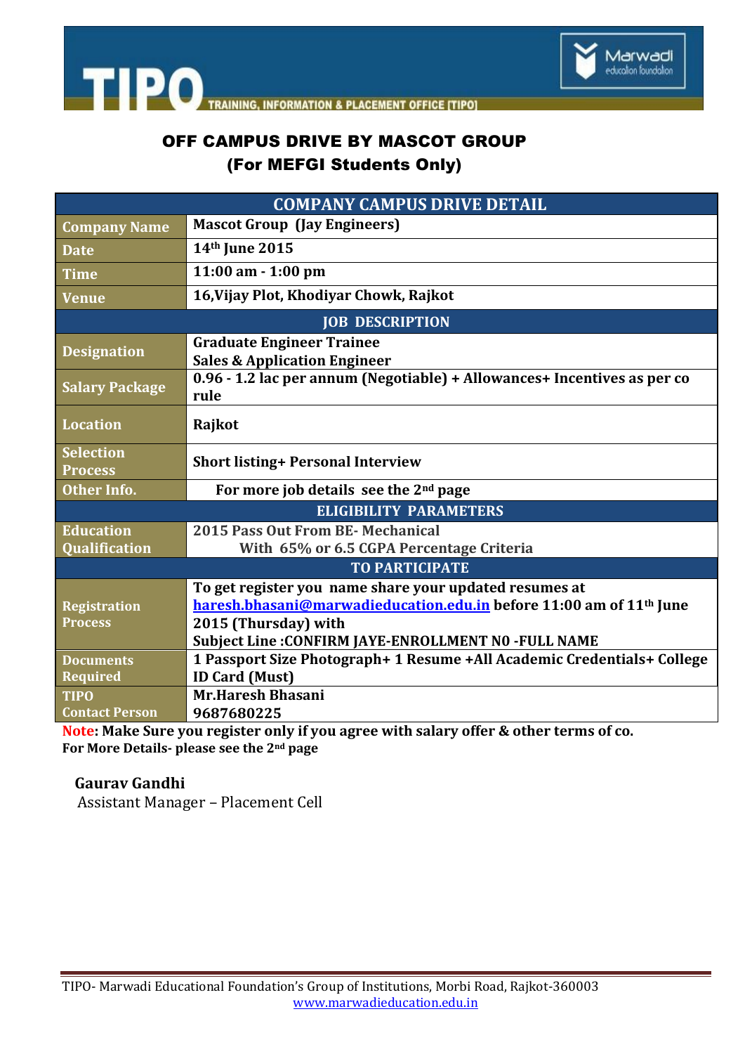# OFF CAMPUS DRIVE BY MASCOT GROUP

## (For MEFGI Students Only)

| COMPANY CAMPUS DRIVE DETAIL | |
|---|---|
| Company Name | Mascot Group (Jay Engineers) |
| Date | 14th June 2015 |
| Time | 11:00 am - 1:00 pm |
| Venue | 16,Vijay Plot, Khodiyar Chowk, Rajkot |
| **JOB DESCRIPTION** | |
| Designation | Graduate Engineer Trainee<br>Sales & Application Engineer |
| Salary Package | 0.96 - 1.2 lac per annum (Negotiable) + Allowances+ Incentives as per co rule |
| Location | Rajkot |
| Selection Process | Short listing+ Personal Interview |
| Other Info. | For more job details see the 2nd page |
| **ELIGIBILITY PARAMETERS** | |
| Education Qualification | 2015 Pass Out From BE- Mechanical<br>With 65% or 6.5 CGPA Percentage Criteria |
| **TO PARTICIPATE** | |
| Registration Process | To get register you name share your updated resumes at haresh.bhasani@marwadieducation.edu.in before 11:00 am of 11th June 2015 (Thursday) with<br>Subject Line :CONFIRM JAYE-ENROLLMENT N0 -FULL NAME |
| Documents Required | 1 Passport Size Photograph+ 1 Resume +All Academic Credentials+ College ID Card (Must) |
| TIPO Contact Person | Mr.Haresh Bhasani<br>9687680225 |

**Note: Make Sure you register only if you agree with salary offer & other terms of co.**
**For More Details- please see the 2nd page**

**Gaurav Gandhi**
Assistant Manager – Placement Cell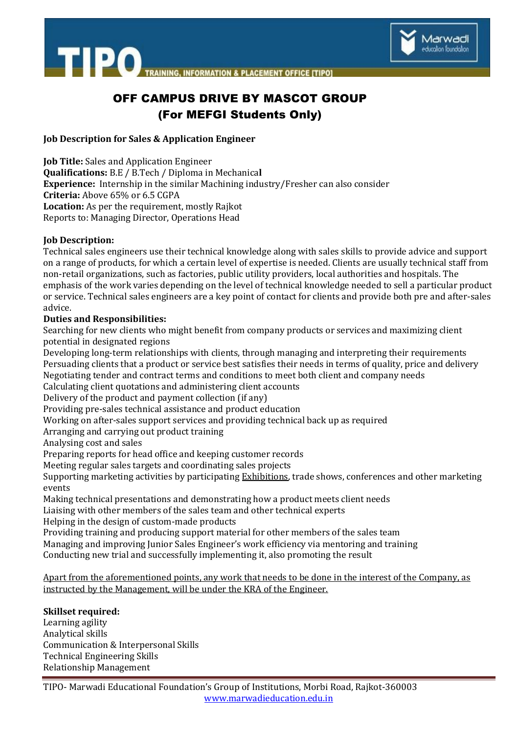# OFF CAMPUS DRIVE BY MASCOT GROUP
## (For MEFGI Students Only)

**Job Description for Sales & Application Engineer**

**Job Title:** Sales and Application Engineer
**Qualifications:** B.E / B.Tech / Diploma in Mechanical
**Experience:** Internship in the similar Machining industry/Fresher can also consider
**Criteria:** Above 65% or 6.5 CGPA
**Location:** As per the requirement, mostly Rajkot
Reports to: Managing Director, Operations Head

**Job Description:**
Technical sales engineers use their technical knowledge along with sales skills to provide advice and support on a range of products, for which a certain level of expertise is needed. Clients are usually technical staff from non-retail organizations, such as factories, public utility providers, local authorities and hospitals. The emphasis of the work varies depending on the level of technical knowledge needed to sell a particular product or service. Technical sales engineers are a key point of contact for clients and provide both pre and after-sales advice.

**Duties and Responsibilities:**
Searching for new clients who might benefit from company products or services and maximizing client potential in designated regions
Developing long-term relationships with clients, through managing and interpreting their requirements
Persuading clients that a product or service best satisfies their needs in terms of quality, price and delivery
Negotiating tender and contract terms and conditions to meet both client and company needs
Calculating client quotations and administering client accounts
Delivery of the product and payment collection (if any)
Providing pre-sales technical assistance and product education
Working on after-sales support services and providing technical back up as required
Arranging and carrying out product training
Analysing cost and sales
Preparing reports for head office and keeping customer records
Meeting regular sales targets and coordinating sales projects
Supporting marketing activities by participating Exhibitions, trade shows, conferences and other marketing events
Making technical presentations and demonstrating how a product meets client needs
Liaising with other members of the sales team and other technical experts
Helping in the design of custom-made products
Providing training and producing support material for other members of the sales team
Managing and improving Junior Sales Engineer's work efficiency via mentoring and training
Conducting new trial and successfully implementing it, also promoting the result

Apart from the aforementioned points, any work that needs to be done in the interest of the Company, as instructed by the Management, will be under the KRA of the Engineer.

**Skillset required:**
Learning agility
Analytical skills
Communication & Interpersonal Skills
Technical Engineering Skills
Relationship Management